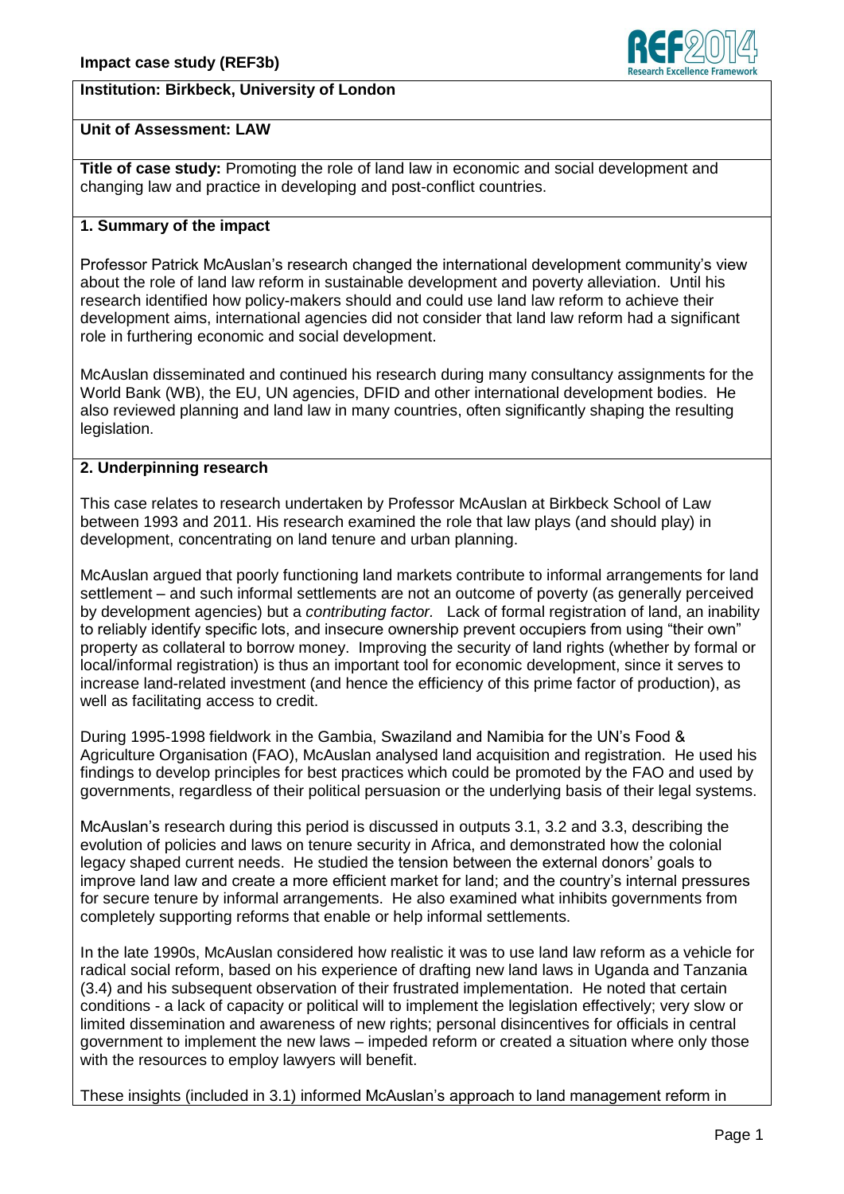**Impact case study (REF3b)**

**Institution: Birkbeck, University of London**

**Unit of Assessment: LAW**

**Title of case study:** Promoting the role of land law in economic and social development and changing law and practice in developing and post-conflict countries.

## 1. Summary of the impact

Professor Patrick McAuslan's research changed the international development community's view about the role of land law reform in sustainable development and poverty alleviation. Until his research identified how policy-makers should and could use land law reform to achieve their development aims, international agencies did not consider that land law reform had a significant role in furthering economic and social development.

McAuslan disseminated and continued his research during many consultancy assignments for the World Bank (WB), the EU, UN agencies, DFID and other international development bodies. He also reviewed planning and land law in many countries, often significantly shaping the resulting legislation.

## 2. Underpinning research

This case relates to research undertaken by Professor McAuslan at Birkbeck School of Law between 1993 and 2011. His research examined the role that law plays (and should play) in development, concentrating on land tenure and urban planning.

McAuslan argued that poorly functioning land markets contribute to informal arrangements for land settlement – and such informal settlements are not an outcome of poverty (as generally perceived by development agencies) but a *contributing factor.* Lack of formal registration of land, an inability to reliably identify specific lots, and insecure ownership prevent occupiers from using "their own" property as collateral to borrow money. Improving the security of land rights (whether by formal or local/informal registration) is thus an important tool for economic development, since it serves to increase land-related investment (and hence the efficiency of this prime factor of production), as well as facilitating access to credit.

During 1995-1998 fieldwork in the Gambia, Swaziland and Namibia for the UN's Food & Agriculture Organisation (FAO), McAuslan analysed land acquisition and registration. He used his findings to develop principles for best practices which could be promoted by the FAO and used by governments, regardless of their political persuasion or the underlying basis of their legal systems.

McAuslan's research during this period is discussed in outputs 3.1, 3.2 and 3.3, describing the evolution of policies and laws on tenure security in Africa, and demonstrated how the colonial legacy shaped current needs. He studied the tension between the external donors' goals to improve land law and create a more efficient market for land; and the country's internal pressures for secure tenure by informal arrangements. He also examined what inhibits governments from completely supporting reforms that enable or help informal settlements.

In the late 1990s, McAuslan considered how realistic it was to use land law reform as a vehicle for radical social reform, based on his experience of drafting new land laws in Uganda and Tanzania (3.4) and his subsequent observation of their frustrated implementation. He noted that certain conditions - a lack of capacity or political will to implement the legislation effectively; very slow or limited dissemination and awareness of new rights; personal disincentives for officials in central government to implement the new laws – impeded reform or created a situation where only those with the resources to employ lawyers will benefit.

These insights (included in 3.1) informed McAuslan's approach to land management reform in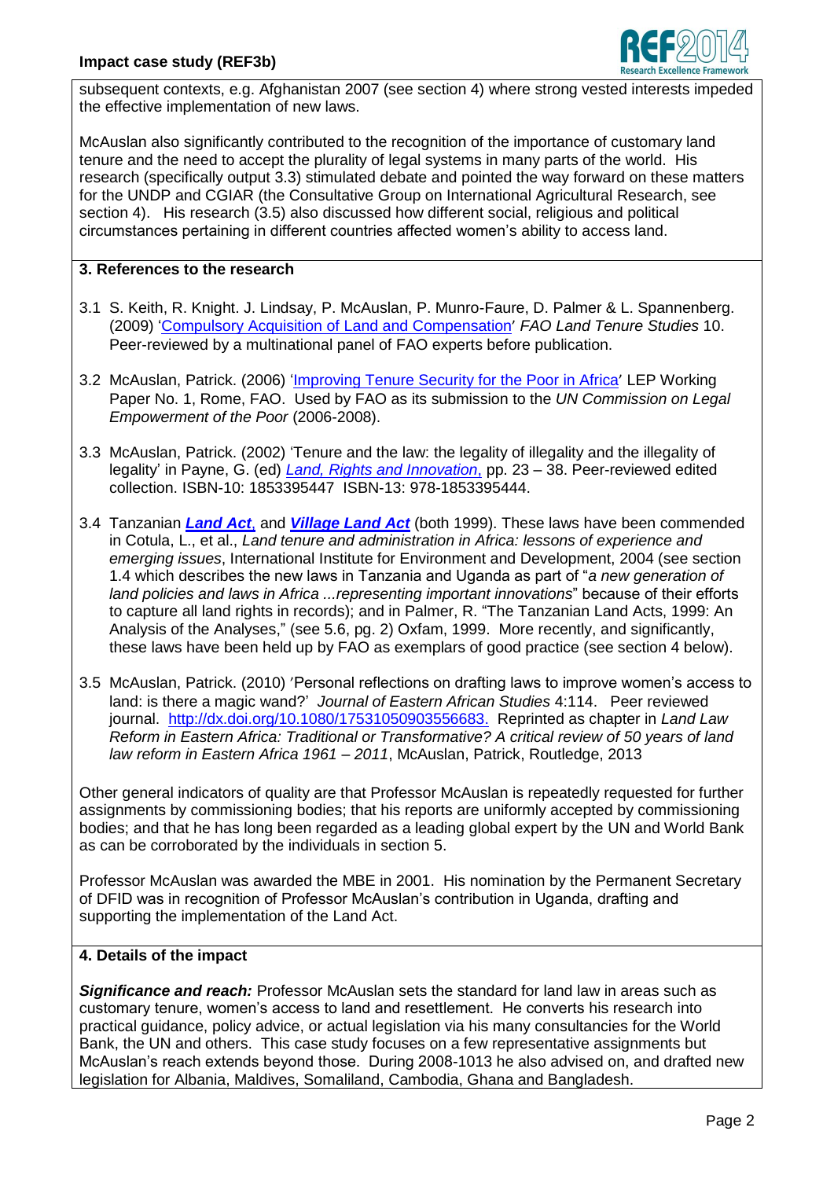subsequent contexts, e.g. Afghanistan 2007 (see section 4) where strong vested interests impeded the effective implementation of new laws.

McAuslan also significantly contributed to the recognition of the importance of customary land tenure and the need to accept the plurality of legal systems in many parts of the world. His research (specifically output 3.3) stimulated debate and pointed the way forward on these matters for the UNDP and CGIAR (the Consultative Group on International Agricultural Research, see section 4). His research (3.5) also discussed how different social, religious and political circumstances pertaining in different countries affected women's ability to access land.

## 3. References to the research

3.1 S. Keith, R. Knight. J. Lindsay, P. McAuslan, P. Munro-Faure, D. Palmer & L. Spannenberg. (2009) 'Compulsory Acquisition of Land and Compensation' *FAO Land Tenure Studies* 10. Peer-reviewed by a multinational panel of FAO experts before publication.

3.2 McAuslan, Patrick. (2006) 'Improving Tenure Security for the Poor in Africa' LEP Working Paper No. 1, Rome, FAO. Used by FAO as its submission to the *UN Commission on Legal Empowerment of the Poor* (2006-2008).

3.3 McAuslan, Patrick. (2002) 'Tenure and the law: the legality of illegality and the illegality of legality' in Payne, G. (ed) *Land, Rights and Innovation*, pp. 23 – 38. Peer-reviewed edited collection. ISBN-10: 1853395447 ISBN-13: 978-1853395444.

3.4 Tanzanian ***Land Act***, and ***Village Land Act*** (both 1999). These laws have been commended in Cotula, L., et al., *Land tenure and administration in Africa: lessons of experience and emerging issues*, International Institute for Environment and Development, 2004 (see section 1.4 which describes the new laws in Tanzania and Uganda as part of "*a new generation of land policies and laws in Africa ...representing important innovations*" because of their efforts to capture all land rights in records); and in Palmer, R. "The Tanzanian Land Acts, 1999: An Analysis of the Analyses," (see 5.6, pg. 2) Oxfam, 1999. More recently, and significantly, these laws have been held up by FAO as exemplars of good practice (see section 4 below).

3.5 McAuslan, Patrick. (2010) 'Personal reflections on drafting laws to improve women's access to land: is there a magic wand?' *Journal of Eastern African Studies* 4:114. Peer reviewed journal. http://dx.doi.org/10.1080/17531050903556683. Reprinted as chapter in *Land Law Reform in Eastern Africa: Traditional or Transformative? A critical review of 50 years of land law reform in Eastern Africa 1961 – 2011*, McAuslan, Patrick, Routledge, 2013

Other general indicators of quality are that Professor McAuslan is repeatedly requested for further assignments by commissioning bodies; that his reports are uniformly accepted by commissioning bodies; and that he has long been regarded as a leading global expert by the UN and World Bank as can be corroborated by the individuals in section 5.

Professor McAuslan was awarded the MBE in 2001. His nomination by the Permanent Secretary of DFID was in recognition of Professor McAuslan's contribution in Uganda, drafting and supporting the implementation of the Land Act.

## 4. Details of the impact

***Significance and reach:*** Professor McAuslan sets the standard for land law in areas such as customary tenure, women's access to land and resettlement. He converts his research into practical guidance, policy advice, or actual legislation via his many consultancies for the World Bank, the UN and others. This case study focuses on a few representative assignments but McAuslan's reach extends beyond those. During 2008-1013 he also advised on, and drafted new legislation for Albania, Maldives, Somaliland, Cambodia, Ghana and Bangladesh.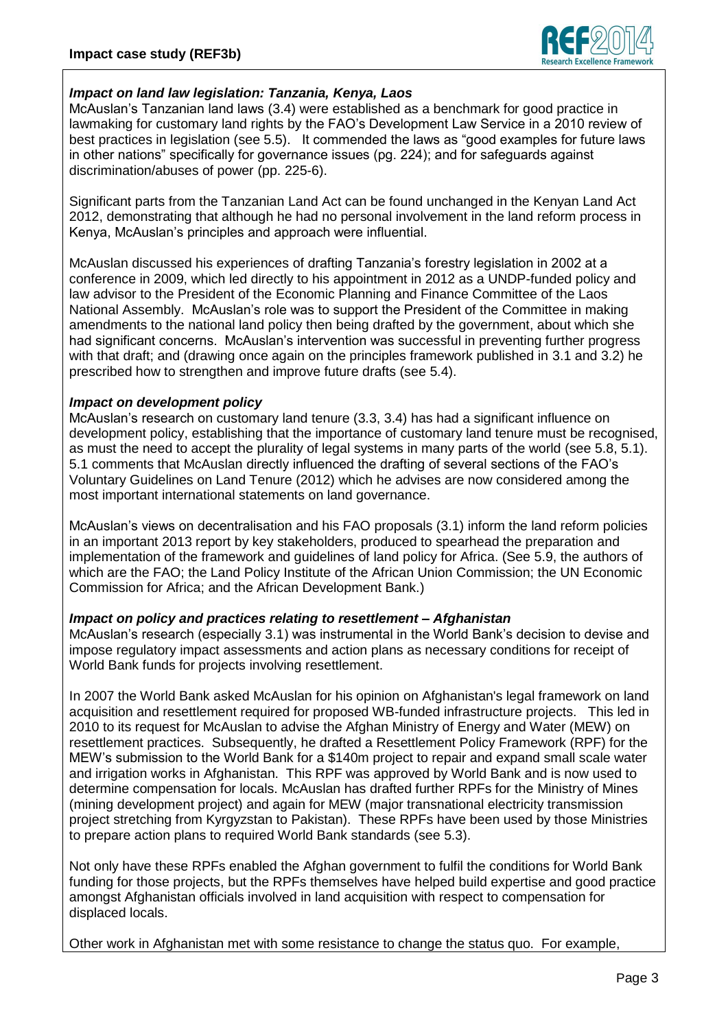### *Impact on land law legislation: Tanzania, Kenya, Laos*

McAuslan's Tanzanian land laws (3.4) were established as a benchmark for good practice in lawmaking for customary land rights by the FAO's Development Law Service in a 2010 review of best practices in legislation (see 5.5). It commended the laws as "good examples for future laws in other nations" specifically for governance issues (pg. 224); and for safeguards against discrimination/abuses of power (pp. 225-6).

Significant parts from the Tanzanian Land Act can be found unchanged in the Kenyan Land Act 2012, demonstrating that although he had no personal involvement in the land reform process in Kenya, McAuslan's principles and approach were influential.

McAuslan discussed his experiences of drafting Tanzania's forestry legislation in 2002 at a conference in 2009, which led directly to his appointment in 2012 as a UNDP-funded policy and law advisor to the President of the Economic Planning and Finance Committee of the Laos National Assembly. McAuslan's role was to support the President of the Committee in making amendments to the national land policy then being drafted by the government, about which she had significant concerns. McAuslan's intervention was successful in preventing further progress with that draft; and (drawing once again on the principles framework published in 3.1 and 3.2) he prescribed how to strengthen and improve future drafts (see 5.4).

### *Impact on development policy*

McAuslan's research on customary land tenure (3.3, 3.4) has had a significant influence on development policy, establishing that the importance of customary land tenure must be recognised, as must the need to accept the plurality of legal systems in many parts of the world (see 5.8, 5.1). 5.1 comments that McAuslan directly influenced the drafting of several sections of the FAO's Voluntary Guidelines on Land Tenure (2012) which he advises are now considered among the most important international statements on land governance.

McAuslan's views on decentralisation and his FAO proposals (3.1) inform the land reform policies in an important 2013 report by key stakeholders, produced to spearhead the preparation and implementation of the framework and guidelines of land policy for Africa. (See 5.9, the authors of which are the FAO; the Land Policy Institute of the African Union Commission; the UN Economic Commission for Africa; and the African Development Bank.)

### *Impact on policy and practices relating to resettlement – Afghanistan*

McAuslan's research (especially 3.1) was instrumental in the World Bank's decision to devise and impose regulatory impact assessments and action plans as necessary conditions for receipt of World Bank funds for projects involving resettlement.

In 2007 the World Bank asked McAuslan for his opinion on Afghanistan's legal framework on land acquisition and resettlement required for proposed WB-funded infrastructure projects. This led in 2010 to its request for McAuslan to advise the Afghan Ministry of Energy and Water (MEW) on resettlement practices. Subsequently, he drafted a Resettlement Policy Framework (RPF) for the MEW's submission to the World Bank for a $140m project to repair and expand small scale water and irrigation works in Afghanistan. This RPF was approved by World Bank and is now used to determine compensation for locals. McAuslan has drafted further RPFs for the Ministry of Mines (mining development project) and again for MEW (major transnational electricity transmission project stretching from Kyrgyzstan to Pakistan). These RPFs have been used by those Ministries to prepare action plans to required World Bank standards (see 5.3).

Not only have these RPFs enabled the Afghan government to fulfil the conditions for World Bank funding for those projects, but the RPFs themselves have helped build expertise and good practice amongst Afghanistan officials involved in land acquisition with respect to compensation for displaced locals.

Other work in Afghanistan met with some resistance to change the status quo. For example,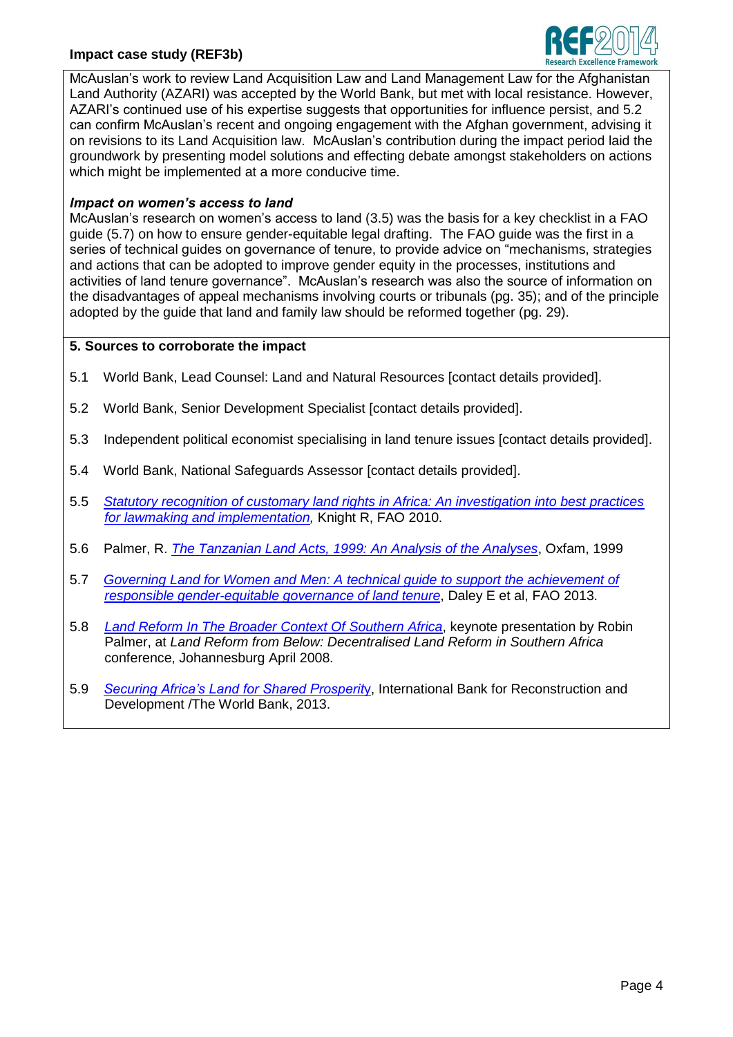McAuslan's work to review Land Acquisition Law and Land Management Law for the Afghanistan Land Authority (AZARI) was accepted by the World Bank, but met with local resistance. However, AZARI's continued use of his expertise suggests that opportunities for influence persist, and 5.2 can confirm McAuslan's recent and ongoing engagement with the Afghan government, advising it on revisions to its Land Acquisition law. McAuslan's contribution during the impact period laid the groundwork by presenting model solutions and effecting debate amongst stakeholders on actions which might be implemented at a more conducive time.

***Impact on women's access to land***

McAuslan's research on women's access to land (3.5) was the basis for a key checklist in a FAO guide (5.7) on how to ensure gender-equitable legal drafting. The FAO guide was the first in a series of technical guides on governance of tenure, to provide advice on "mechanisms, strategies and actions that can be adopted to improve gender equity in the processes, institutions and activities of land tenure governance". McAuslan's research was also the source of information on the disadvantages of appeal mechanisms involving courts or tribunals (pg. 35); and of the principle adopted by the guide that land and family law should be reformed together (pg. 29).

## 5. Sources to corroborate the impact

5.1 World Bank, Lead Counsel: Land and Natural Resources [contact details provided].

5.2 World Bank, Senior Development Specialist [contact details provided].

5.3 Independent political economist specialising in land tenure issues [contact details provided].

5.4 World Bank, National Safeguards Assessor [contact details provided].

5.5 *Statutory recognition of customary land rights in Africa: An investigation into best practices for lawmaking and implementation,* Knight R, FAO 2010.

5.6 Palmer, R. *The Tanzanian Land Acts, 1999: An Analysis of the Analyses*, Oxfam, 1999

5.7 *Governing Land for Women and Men: A technical guide to support the achievement of responsible gender-equitable governance of land tenure*, Daley E et al, FAO 2013.

5.8 *Land Reform In The Broader Context Of Southern Africa*, keynote presentation by Robin Palmer, at *Land Reform from Below: Decentralised Land Reform in Southern Africa* conference, Johannesburg April 2008.

5.9 *Securing Africa's Land for Shared Prosperity*, International Bank for Reconstruction and Development /The World Bank, 2013.